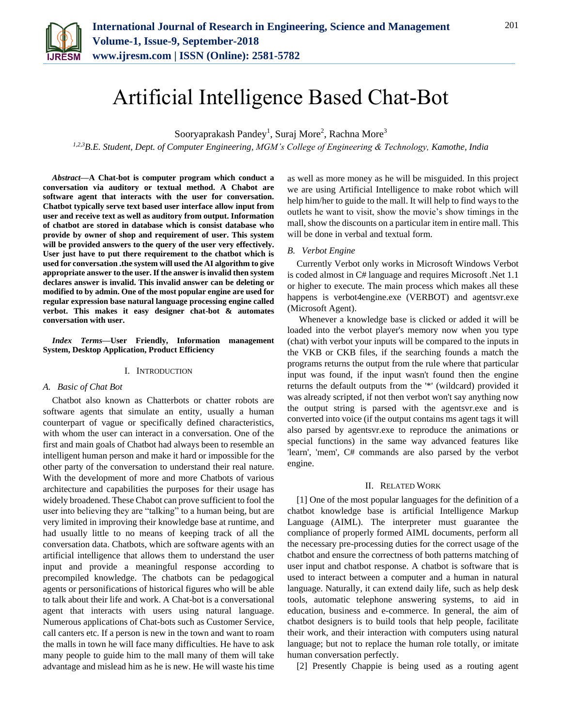// Artificial Intelligence Based Chat-Bot

Sooryaprakash Pandey[1], Suraj More[2], Rachna More[3]

[1,2,3]*B.E. Student, Dept. of Computer Engineering, MGM's College of Engineering & Technology, Kamothe, India*

***Abstract*—A Chat-bot is computer program which conduct a conversation via auditory or textual method. A Chabot are software agent that interacts with the user for conversation. Chatbot typically serve text based user interface allow input from user and receive text as well as auditory from output. Information of chatbot are stored in database which is consist database who provide by owner of shop and requirement of user. This system will be provided answers to the query of the user very effectively. User just have to put there requirement to the chatbot which is used for conversation .the system will used the AI algorithm to give appropriate answer to the user. If the answer is invalid then system declares answer is invalid. This invalid answer can be deleting or modified to by admin. One of the most popular engine are used for regular expression base natural language processing engine called verbot. This makes it easy designer chat-bot & automates conversation with user.**

***Index Terms*—User Friendly, Information management System, Desktop Application, Product Efficiency**

## I. Introduction

### *A. Basic of Chat Bot*

Chatbot also known as Chatterbots or chatter robots are software agents that simulate an entity, usually a human counterpart of vague or specifically defined characteristics, with whom the user can interact in a conversation. One of the first and main goals of Chatbot had always been to resemble an intelligent human person and make it hard or impossible for the other party of the conversation to understand their real nature. With the development of more and more Chatbots of various architecture and capabilities the purposes for their usage has widely broadened. These Chabot can prove sufficient to fool the user into believing they are "talking" to a human being, but are very limited in improving their knowledge base at runtime, and had usually little to no means of keeping track of all the conversation data. Chatbots, which are software agents with an artificial intelligence that allows them to understand the user input and provide a meaningful response according to precompiled knowledge. The chatbots can be pedagogical agents or personifications of historical figures who will be able to talk about their life and work. A Chat-bot is a conversational agent that interacts with users using natural language. Numerous applications of Chat-bots such as Customer Service, call canters etc. If a person is new in the town and want to roam the malls in town he will face many difficulties. He have to ask many people to guide him to the mall many of them will take advantage and mislead him as he is new. He will waste his time as well as more money as he will be misguided. In this project we are using Artificial Intelligence to make robot which will help him/her to guide to the mall. It will help to find ways to the outlets he want to visit, show the movie's show timings in the mall, show the discounts on a particular item in entire mall. This will be done in verbal and textual form.

### *B. Verbot Engine*

Currently Verbot only works in Microsoft Windows Verbot is coded almost in C# language and requires Microsoft .Net 1.1 or higher to execute. The main process which makes all these happens is verbot4engine.exe (VERBOT) and agentsvr.exe (Microsoft Agent).

Whenever a knowledge base is clicked or added it will be loaded into the verbot player's memory now when you type (chat) with verbot your inputs will be compared to the inputs in the VKB or CKB files, if the searching founds a match the programs returns the output from the rule where that particular input was found, if the input wasn't found then the engine returns the default outputs from the '*' (wildcard) provided it was already scripted, if not then verbot won't say anything now the output string is parsed with the agentsvr.exe and is converted into voice (if the output contains ms agent tags it will also parsed by agentsvr.exe to reproduce the animations or special functions) in the same way advanced features like 'learn', 'mem', C# commands are also parsed by the verbot engine.

## II. Related Work

[1] One of the most popular languages for the definition of a chatbot knowledge base is artificial Intelligence Markup Language (AIML). The interpreter must guarantee the compliance of properly formed AIML documents, perform all the necessary pre-processing duties for the correct usage of the chatbot and ensure the correctness of both patterns matching of user input and chatbot response. A chatbot is software that is used to interact between a computer and a human in natural language. Naturally, it can extend daily life, such as help desk tools, automatic telephone answering systems, to aid in education, business and e-commerce. In general, the aim of chatbot designers is to build tools that help people, facilitate their work, and their interaction with computers using natural language; but not to replace the human role totally, or imitate human conversation perfectly.

[2] Presently Chappie is being used as a routing agent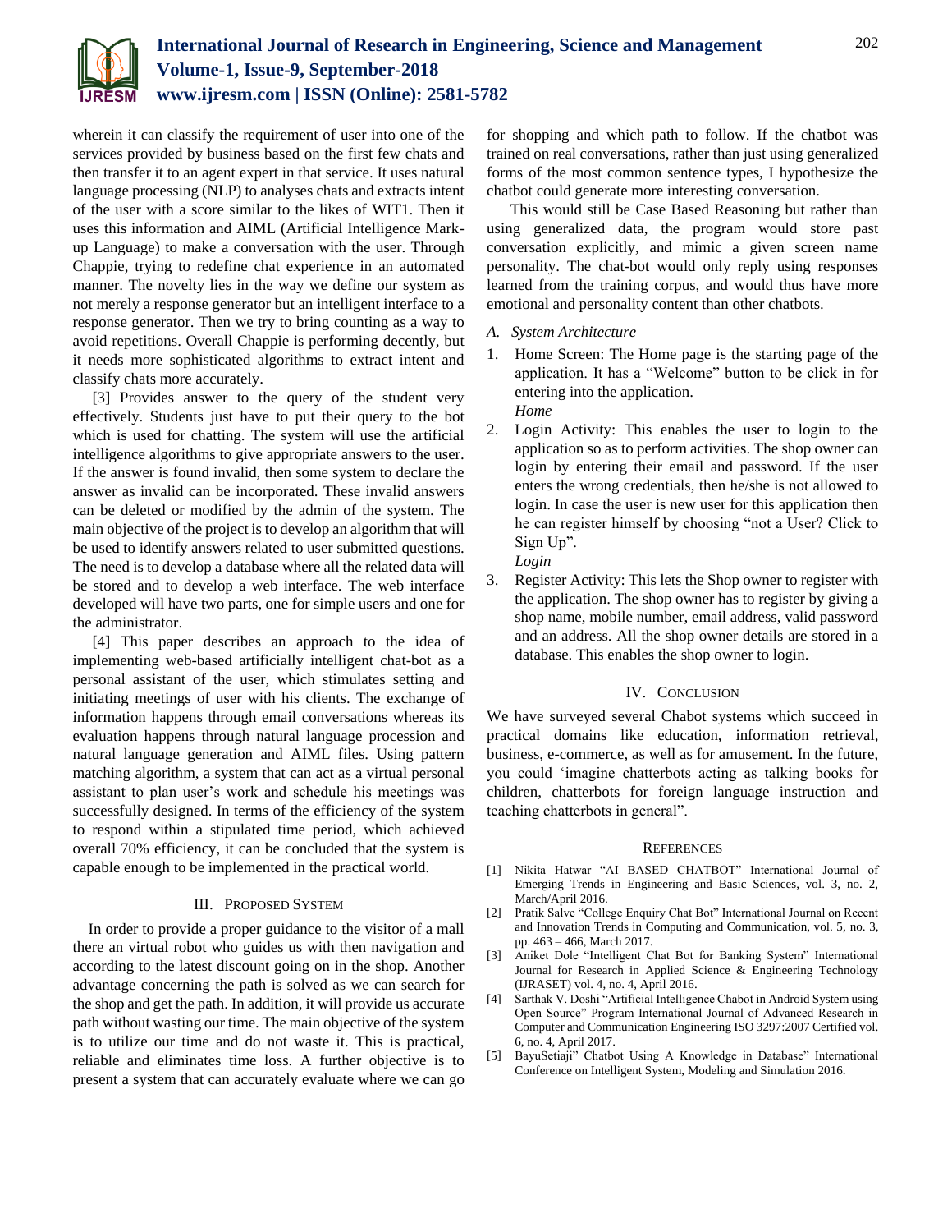wherein it can classify the requirement of user into one of the services provided by business based on the first few chats and then transfer it to an agent expert in that service. It uses natural language processing (NLP) to analyses chats and extracts intent of the user with a score similar to the likes of WIT1. Then it uses this information and AIML (Artificial Intelligence Mark-up Language) to make a conversation with the user. Through Chappie, trying to redefine chat experience in an automated manner. The novelty lies in the way we define our system as not merely a response generator but an intelligent interface to a response generator. Then we try to bring counting as a way to avoid repetitions. Overall Chappie is performing decently, but it needs more sophisticated algorithms to extract intent and classify chats more accurately.

[3] Provides answer to the query of the student very effectively. Students just have to put their query to the bot which is used for chatting. The system will use the artificial intelligence algorithms to give appropriate answers to the user. If the answer is found invalid, then some system to declare the answer as invalid can be incorporated. These invalid answers can be deleted or modified by the admin of the system. The main objective of the project is to develop an algorithm that will be used to identify answers related to user submitted questions. The need is to develop a database where all the related data will be stored and to develop a web interface. The web interface developed will have two parts, one for simple users and one for the administrator.

[4] This paper describes an approach to the idea of implementing web-based artificially intelligent chat-bot as a personal assistant of the user, which stimulates setting and initiating meetings of user with his clients. The exchange of information happens through email conversations whereas its evaluation happens through natural language procession and natural language generation and AIML files. Using pattern matching algorithm, a system that can act as a virtual personal assistant to plan user's work and schedule his meetings was successfully designed. In terms of the efficiency of the system to respond within a stipulated time period, which achieved overall 70% efficiency, it can be concluded that the system is capable enough to be implemented in the practical world.

## III. Proposed System

In order to provide a proper guidance to the visitor of a mall there an virtual robot who guides us with then navigation and according to the latest discount going on in the shop. Another advantage concerning the path is solved as we can search for the shop and get the path. In addition, it will provide us accurate path without wasting our time. The main objective of the system is to utilize our time and do not waste it. This is practical, reliable and eliminates time loss. A further objective is to present a system that can accurately evaluate where we can go for shopping and which path to follow. If the chatbot was trained on real conversations, rather than just using generalized forms of the most common sentence types, I hypothesize the chatbot could generate more interesting conversation.

This would still be Case Based Reasoning but rather than using generalized data, the program would store past conversation explicitly, and mimic a given screen name personality. The chat-bot would only reply using responses learned from the training corpus, and would thus have more emotional and personality content than other chatbots.

### A. System Architecture

1. Home Screen: The Home page is the starting page of the application. It has a "Welcome" button to be click in for entering into the application.
   *Home*
2. Login Activity: This enables the user to login to the application so as to perform activities. The shop owner can login by entering their email and password. If the user enters the wrong credentials, then he/she is not allowed to login. In case the user is new user for this application then he can register himself by choosing "not a User? Click to Sign Up".
   *Login*
3. Register Activity: This lets the Shop owner to register with the application. The shop owner has to register by giving a shop name, mobile number, email address, valid password and an address. All the shop owner details are stored in a database. This enables the shop owner to login.

## IV. Conclusion

We have surveyed several Chabot systems which succeed in practical domains like education, information retrieval, business, e-commerce, as well as for amusement. In the future, you could 'imagine chatterbots acting as talking books for children, chatterbots for foreign language instruction and teaching chatterbots in general".

## References

[1] Nikita Hatwar "AI BASED CHATBOT" International Journal of Emerging Trends in Engineering and Basic Sciences, vol. 3, no. 2, March/April 2016.

[2] Pratik Salve "College Enquiry Chat Bot" International Journal on Recent and Innovation Trends in Computing and Communication, vol. 5, no. 3, pp. 463 – 466, March 2017.

[3] Aniket Dole "Intelligent Chat Bot for Banking System" International Journal for Research in Applied Science & Engineering Technology (IJRASET) vol. 4, no. 4, April 2016.

[4] Sarthak V. Doshi "Artificial Intelligence Chabot in Android System using Open Source" Program International Journal of Advanced Research in Computer and Communication Engineering ISO 3297:2007 Certified vol. 6, no. 4, April 2017.

[5] BayuSetiaji" Chatbot Using A Knowledge in Database" International Conference on Intelligent System, Modeling and Simulation 2016.